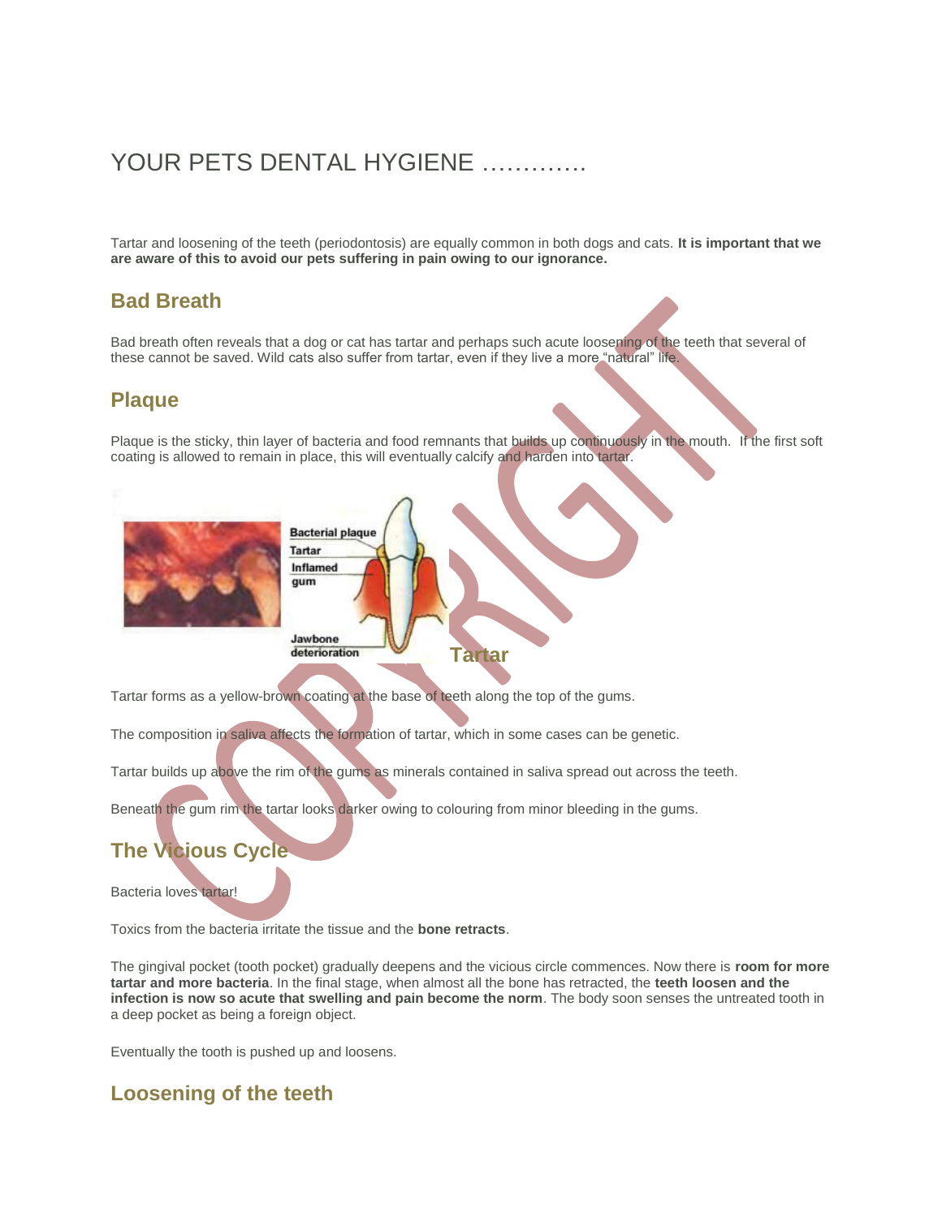# YOUR PETS DENTAL HYGIENE ………….

Tartar and loosening of the teeth (periodontosis) are equally common in both dogs and cats. **It is important that we are aware of this to avoid our pets suffering in pain owing to our ignorance.**

## Bad Breath

Bad breath often reveals that a dog or cat has tartar and perhaps such acute loosening of the teeth that several of these cannot be saved. Wild cats also suffer from tartar, even if they live a more "natural" life.

## Plaque

Plaque is the sticky, thin layer of bacteria and food remnants that builds up continuously in the mouth. If the first soft coating is allowed to remain in place, this will eventually calcify and harden into tartar.

## Tartar

Tartar forms as a yellow-brown coating at the base of teeth along the top of the gums.

The composition in saliva affects the formation of tartar, which in some cases can be genetic.

Tartar builds up above the rim of the gums as minerals contained in saliva spread out across the teeth.

Beneath the gum rim the tartar looks darker owing to colouring from minor bleeding in the gums.

## The Vicious Cycle

Bacteria loves tartar!

Toxics from the bacteria irritate the tissue and the **bone retracts**.

The gingival pocket (tooth pocket) gradually deepens and the vicious circle commences. Now there is **room for more tartar and more bacteria**. In the final stage, when almost all the bone has retracted, the **teeth loosen and the infection is now so acute that swelling and pain become the norm**. The body soon senses the untreated tooth in a deep pocket as being a foreign object.

Eventually the tooth is pushed up and loosens.

## Loosening of the teeth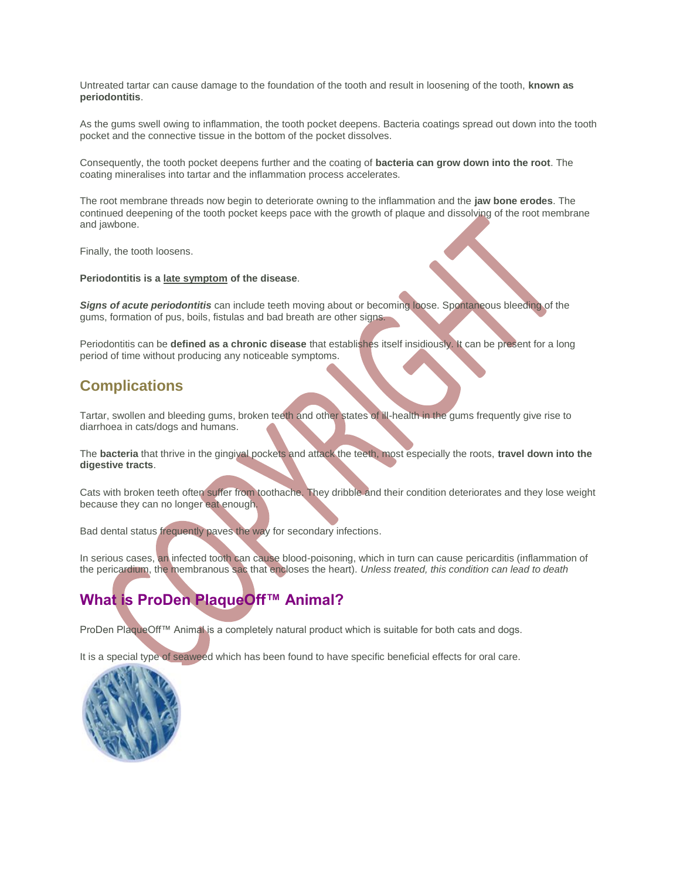Untreated tartar can cause damage to the foundation of the tooth and result in loosening of the tooth, **known as periodontitis**.

As the gums swell owing to inflammation, the tooth pocket deepens. Bacteria coatings spread out down into the tooth pocket and the connective tissue in the bottom of the pocket dissolves.

Consequently, the tooth pocket deepens further and the coating of **bacteria can grow down into the root**. The coating mineralises into tartar and the inflammation process accelerates.

The root membrane threads now begin to deteriorate owning to the inflammation and the **jaw bone erodes**. The continued deepening of the tooth pocket keeps pace with the growth of plaque and dissolving of the root membrane and jawbone.

Finally, the tooth loosens.

**Periodontitis is a late symptom of the disease**.

***Signs of acute periodontitis*** can include teeth moving about or becoming loose. Spontaneous bleeding of the gums, formation of pus, boils, fistulas and bad breath are other signs.

Periodontitis can be **defined as a chronic disease** that establishes itself insidiously. It can be present for a long period of time without producing any noticeable symptoms.

## Complications

Tartar, swollen and bleeding gums, broken teeth and other states of ill-health in the gums frequently give rise to diarrhoea in cats/dogs and humans.

The **bacteria** that thrive in the gingival pockets and attack the teeth, most especially the roots, **travel down into the digestive tracts**.

Cats with broken teeth often suffer from toothache. They dribble and their condition deteriorates and they lose weight because they can no longer eat enough.

Bad dental status frequently paves the way for secondary infections.

In serious cases, an infected tooth can cause blood-poisoning, which in turn can cause pericarditis (inflammation of the pericardium, the membranous sac that encloses the heart). *Unless treated, this condition can lead to death*

## What is ProDen PlaqueOff™ Animal?

ProDen PlaqueOff™ Animal is a completely natural product which is suitable for both cats and dogs.

It is a special type of seaweed which has been found to have specific beneficial effects for oral care.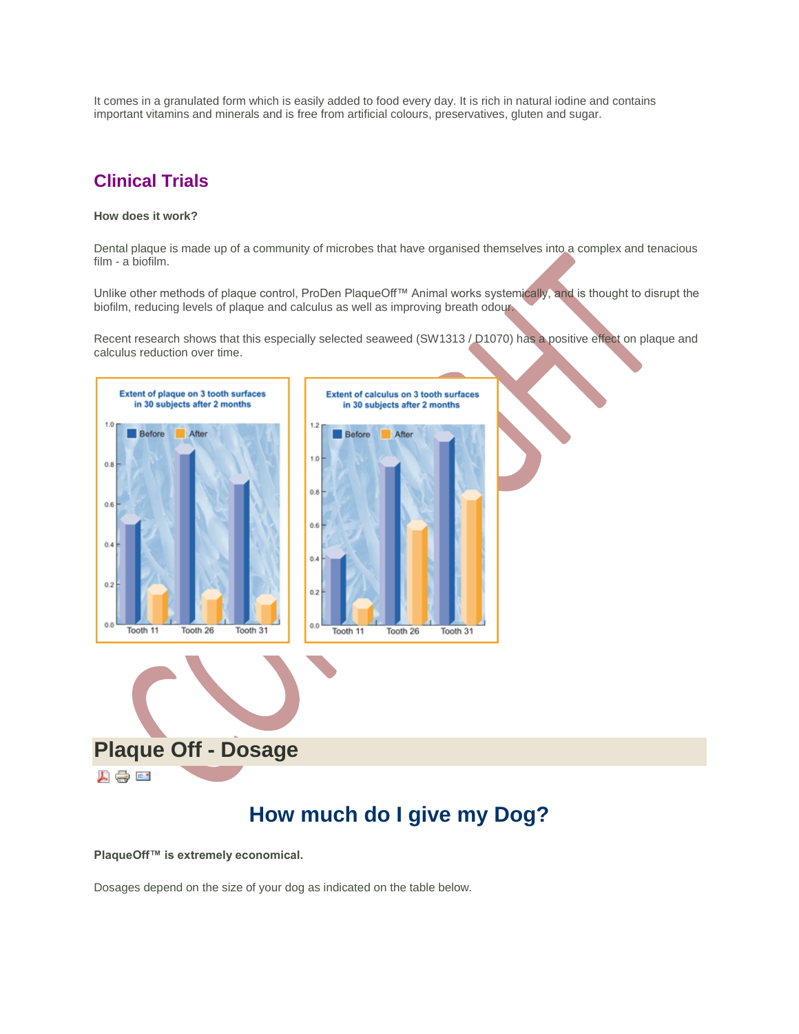It comes in a granulated form which is easily added to food every day. It is rich in natural iodine and contains important vitamins and minerals and is free from artificial colours, preservatives, gluten and sugar.

## Clinical Trials

**How does it work?**

Dental plaque is made up of a community of microbes that have organised themselves into a complex and tenacious film - a biofilm.

Unlike other methods of plaque control, ProDen PlaqueOff™ Animal works systemically, and is thought to disrupt the biofilm, reducing levels of plaque and calculus as well as improving breath odour.

Recent research shows that this especially selected seaweed (SW1313 / D1070) has a positive effect on plaque and calculus reduction over time.

Extent of plaque on 3 tooth surfaces in 30 subjects after 2 months

Extent of calculus on 3 tooth surfaces in 30 subjects after 2 months

# Plaque Off - Dosage

## How much do I give my Dog?

**PlaqueOff™ is extremely economical.**

Dosages depend on the size of your dog as indicated on the table below.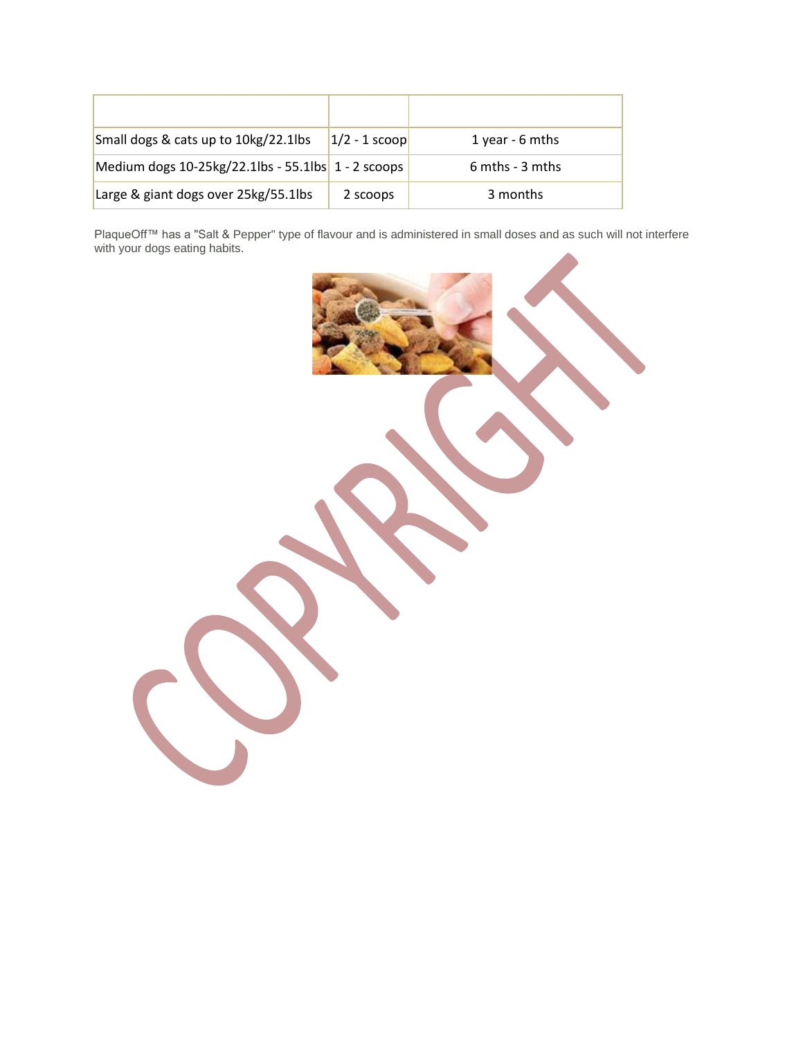| | | |
|---|---|---|
| Small dogs & cats up to 10kg/22.1lbs | 1/2 - 1 scoop | 1 year - 6 mths |
| Medium dogs 10-25kg/22.1lbs - 55.1lbs | 1 - 2 scoops | 6 mths - 3 mths |
| Large & giant dogs over 25kg/55.1lbs | 2 scoops | 3 months |

PlaqueOff™ has a "Salt & Pepper" type of flavour and is administered in small doses and as such will not interfere with your dogs eating habits.